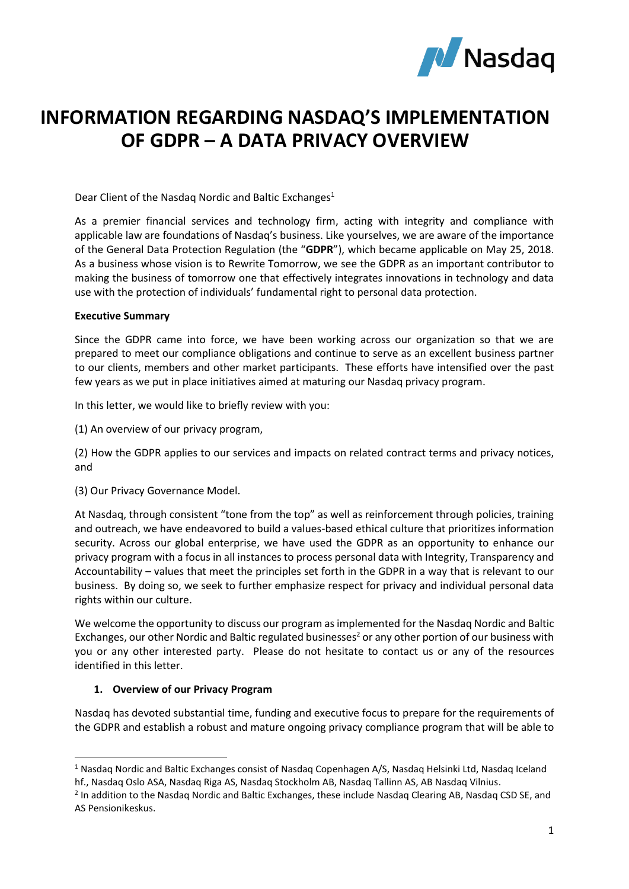# INFORMATION REGARDING NASDAQ'S IMPLEMENTATION OF GDPR – A DATA PRIVACY OVERVIEW

Dear Client of the Nasdaq Nordic and Baltic Exchanges[1]

As a premier financial services and technology firm, acting with integrity and compliance with applicable law are foundations of Nasdaq's business. Like yourselves, we are aware of the importance of the General Data Protection Regulation (the "**GDPR**"), which became applicable on May 25, 2018. As a business whose vision is to Rewrite Tomorrow, we see the GDPR as an important contributor to making the business of tomorrow one that effectively integrates innovations in technology and data use with the protection of individuals' fundamental right to personal data protection.

**Executive Summary**

Since the GDPR came into force, we have been working across our organization so that we are prepared to meet our compliance obligations and continue to serve as an excellent business partner to our clients, members and other market participants. These efforts have intensified over the past few years as we put in place initiatives aimed at maturing our Nasdaq privacy program.

In this letter, we would like to briefly review with you:

(1) An overview of our privacy program,

(2) How the GDPR applies to our services and impacts on related contract terms and privacy notices, and

(3) Our Privacy Governance Model.

At Nasdaq, through consistent "tone from the top" as well as reinforcement through policies, training and outreach, we have endeavored to build a values-based ethical culture that prioritizes information security. Across our global enterprise, we have used the GDPR as an opportunity to enhance our privacy program with a focus in all instances to process personal data with Integrity, Transparency and Accountability – values that meet the principles set forth in the GDPR in a way that is relevant to our business. By doing so, we seek to further emphasize respect for privacy and individual personal data rights within our culture.

We welcome the opportunity to discuss our program as implemented for the Nasdaq Nordic and Baltic Exchanges, our other Nordic and Baltic regulated businesses[2] or any other portion of our business with you or any other interested party. Please do not hesitate to contact us or any of the resources identified in this letter.

## 1. Overview of our Privacy Program

Nasdaq has devoted substantial time, funding and executive focus to prepare for the requirements of the GDPR and establish a robust and mature ongoing privacy compliance program that will be able to

---

[1] Nasdaq Nordic and Baltic Exchanges consist of Nasdaq Copenhagen A/S, Nasdaq Helsinki Ltd, Nasdaq Iceland hf., Nasdaq Oslo ASA, Nasdaq Riga AS, Nasdaq Stockholm AB, Nasdaq Tallinn AS, AB Nasdaq Vilnius.

[2] In addition to the Nasdaq Nordic and Baltic Exchanges, these include Nasdaq Clearing AB, Nasdaq CSD SE, and AS Pensionikeskus.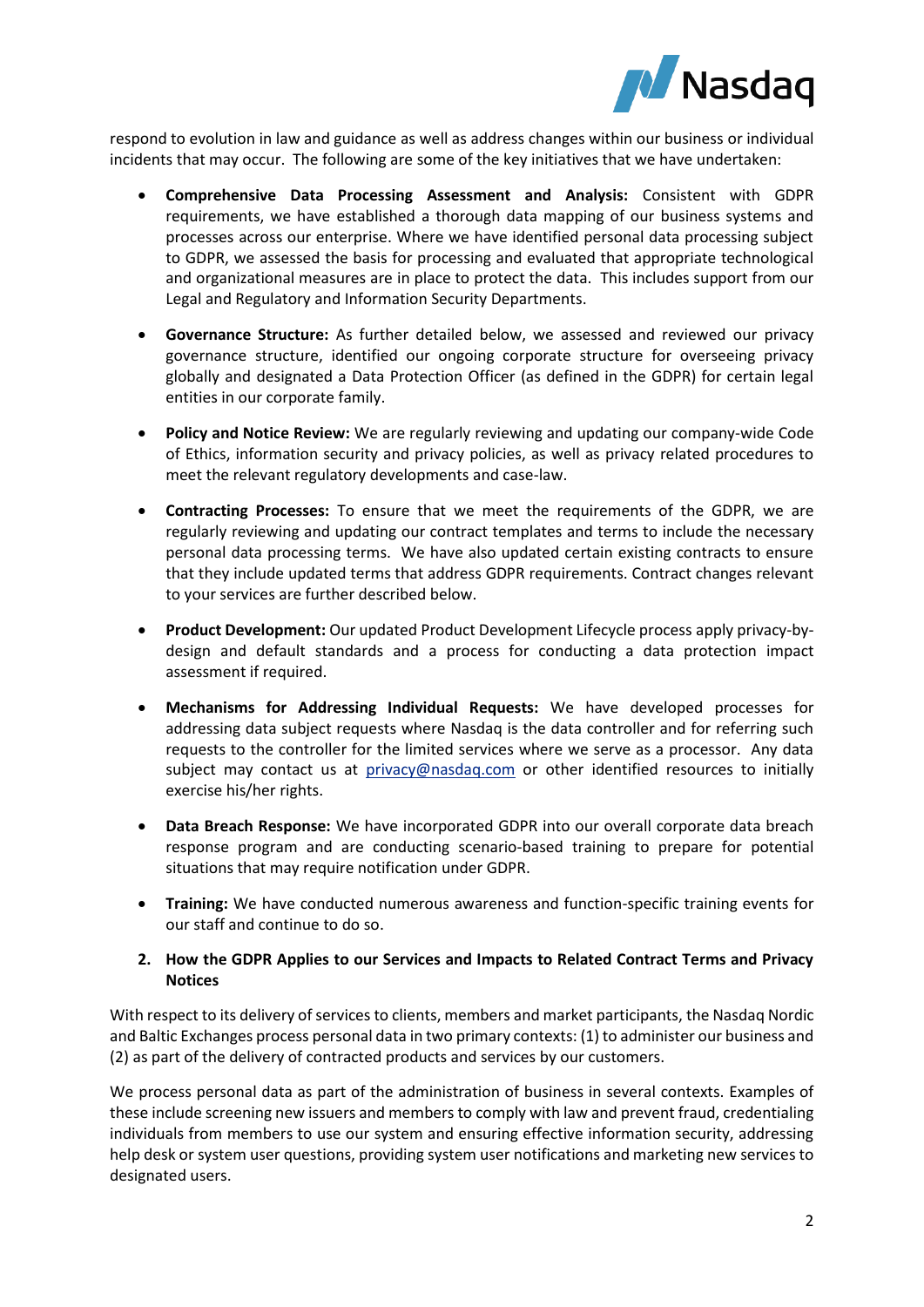respond to evolution in law and guidance as well as address changes within our business or individual incidents that may occur. The following are some of the key initiatives that we have undertaken:

- **Comprehensive Data Processing Assessment and Analysis:** Consistent with GDPR requirements, we have established a thorough data mapping of our business systems and processes across our enterprise. Where we have identified personal data processing subject to GDPR, we assessed the basis for processing and evaluated that appropriate technological and organizational measures are in place to protect the data. This includes support from our Legal and Regulatory and Information Security Departments.

- **Governance Structure:** As further detailed below, we assessed and reviewed our privacy governance structure, identified our ongoing corporate structure for overseeing privacy globally and designated a Data Protection Officer (as defined in the GDPR) for certain legal entities in our corporate family.

- **Policy and Notice Review:** We are regularly reviewing and updating our company-wide Code of Ethics, information security and privacy policies, as well as privacy related procedures to meet the relevant regulatory developments and case-law.

- **Contracting Processes:** To ensure that we meet the requirements of the GDPR, we are regularly reviewing and updating our contract templates and terms to include the necessary personal data processing terms. We have also updated certain existing contracts to ensure that they include updated terms that address GDPR requirements. Contract changes relevant to your services are further described below.

- **Product Development:** Our updated Product Development Lifecycle process apply privacy-by-design and default standards and a process for conducting a data protection impact assessment if required.

- **Mechanisms for Addressing Individual Requests:** We have developed processes for addressing data subject requests where Nasdaq is the data controller and for referring such requests to the controller for the limited services where we serve as a processor. Any data subject may contact us at privacy@nasdaq.com or other identified resources to initially exercise his/her rights.

- **Data Breach Response:** We have incorporated GDPR into our overall corporate data breach response program and are conducting scenario-based training to prepare for potential situations that may require notification under GDPR.

- **Training:** We have conducted numerous awareness and function-specific training events for our staff and continue to do so.

## 2. How the GDPR Applies to our Services and Impacts to Related Contract Terms and Privacy Notices

With respect to its delivery of services to clients, members and market participants, the Nasdaq Nordic and Baltic Exchanges process personal data in two primary contexts: (1) to administer our business and (2) as part of the delivery of contracted products and services by our customers.

We process personal data as part of the administration of business in several contexts. Examples of these include screening new issuers and members to comply with law and prevent fraud, credentialing individuals from members to use our system and ensuring effective information security, addressing help desk or system user questions, providing system user notifications and marketing new services to designated users.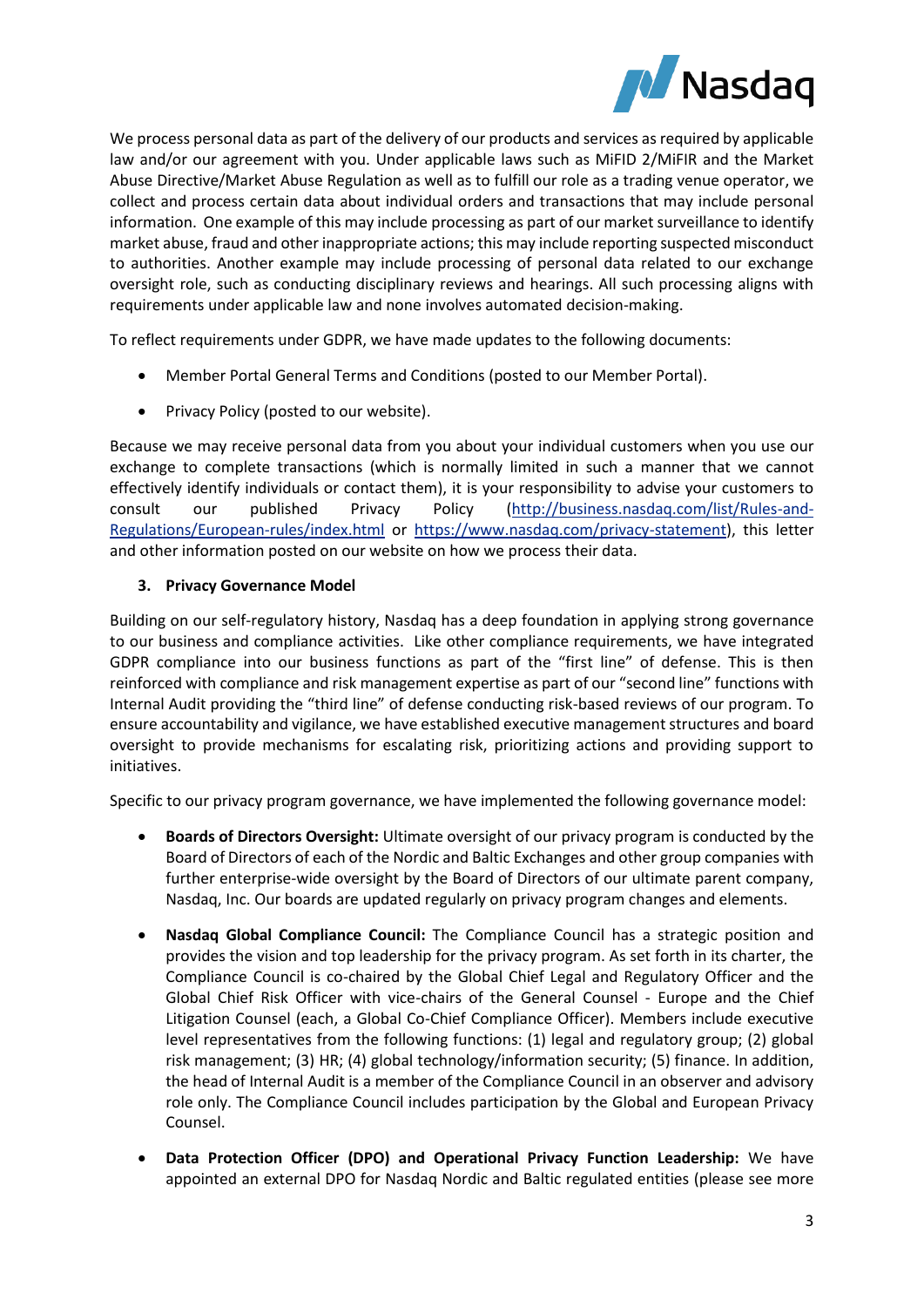We process personal data as part of the delivery of our products and services as required by applicable law and/or our agreement with you. Under applicable laws such as MiFID 2/MiFIR and the Market Abuse Directive/Market Abuse Regulation as well as to fulfill our role as a trading venue operator, we collect and process certain data about individual orders and transactions that may include personal information. One example of this may include processing as part of our market surveillance to identify market abuse, fraud and other inappropriate actions; this may include reporting suspected misconduct to authorities. Another example may include processing of personal data related to our exchange oversight role, such as conducting disciplinary reviews and hearings. All such processing aligns with requirements under applicable law and none involves automated decision-making.

To reflect requirements under GDPR, we have made updates to the following documents:

- Member Portal General Terms and Conditions (posted to our Member Portal).
- Privacy Policy (posted to our website).

Because we may receive personal data from you about your individual customers when you use our exchange to complete transactions (which is normally limited in such a manner that we cannot effectively identify individuals or contact them), it is your responsibility to advise your customers to consult our published Privacy Policy (http://business.nasdaq.com/list/Rules-and-Regulations/European-rules/index.html or https://www.nasdaq.com/privacy-statement), this letter and other information posted on our website on how we process their data.

### 3. Privacy Governance Model

Building on our self-regulatory history, Nasdaq has a deep foundation in applying strong governance to our business and compliance activities. Like other compliance requirements, we have integrated GDPR compliance into our business functions as part of the "first line" of defense. This is then reinforced with compliance and risk management expertise as part of our "second line" functions with Internal Audit providing the "third line" of defense conducting risk-based reviews of our program. To ensure accountability and vigilance, we have established executive management structures and board oversight to provide mechanisms for escalating risk, prioritizing actions and providing support to initiatives.

Specific to our privacy program governance, we have implemented the following governance model:

- **Boards of Directors Oversight:** Ultimate oversight of our privacy program is conducted by the Board of Directors of each of the Nordic and Baltic Exchanges and other group companies with further enterprise-wide oversight by the Board of Directors of our ultimate parent company, Nasdaq, Inc. Our boards are updated regularly on privacy program changes and elements.
- **Nasdaq Global Compliance Council:** The Compliance Council has a strategic position and provides the vision and top leadership for the privacy program. As set forth in its charter, the Compliance Council is co-chaired by the Global Chief Legal and Regulatory Officer and the Global Chief Risk Officer with vice-chairs of the General Counsel - Europe and the Chief Litigation Counsel (each, a Global Co-Chief Compliance Officer). Members include executive level representatives from the following functions: (1) legal and regulatory group; (2) global risk management; (3) HR; (4) global technology/information security; (5) finance. In addition, the head of Internal Audit is a member of the Compliance Council in an observer and advisory role only. The Compliance Council includes participation by the Global and European Privacy Counsel.
- **Data Protection Officer (DPO) and Operational Privacy Function Leadership:** We have appointed an external DPO for Nasdaq Nordic and Baltic regulated entities (please see more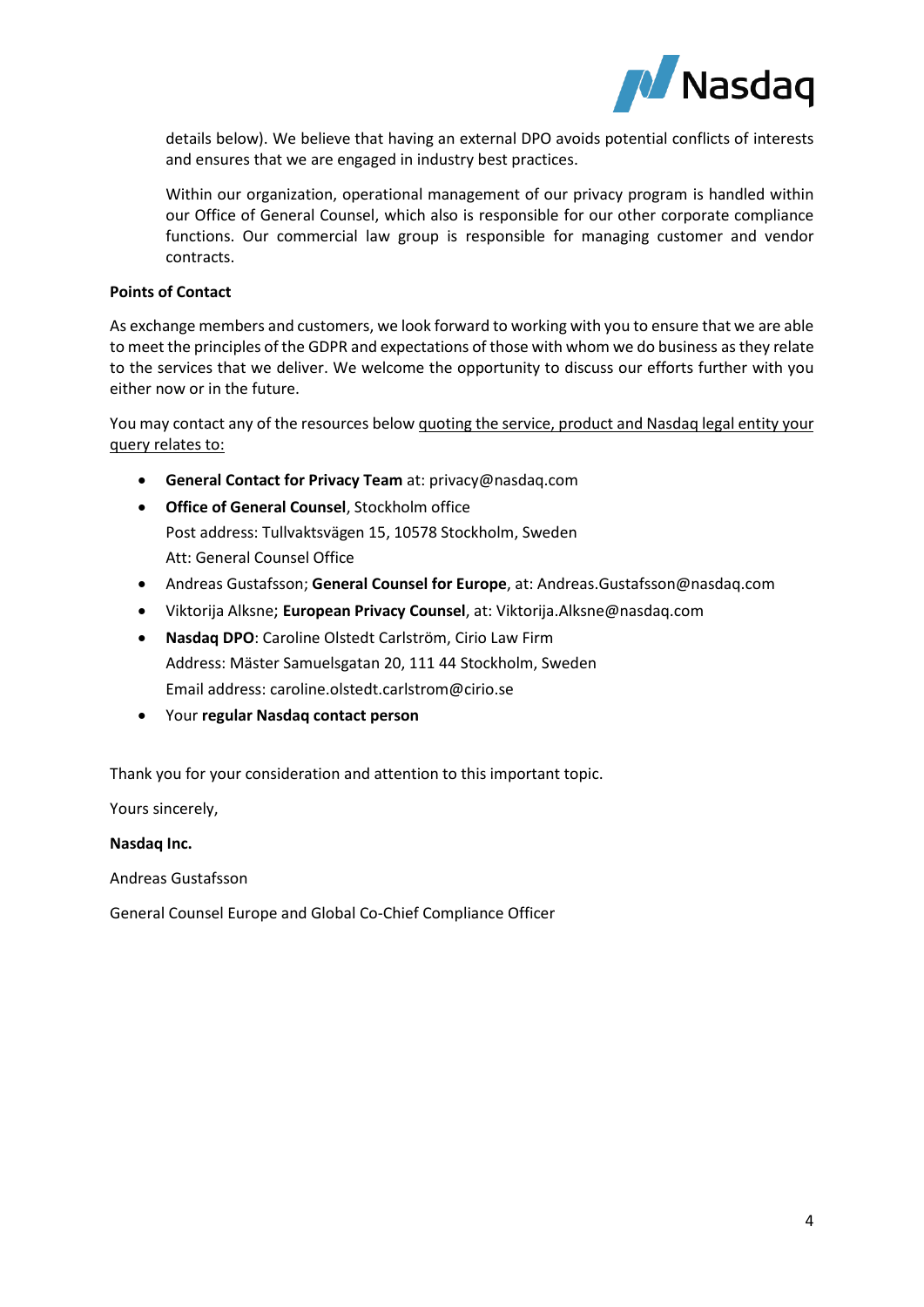details below). We believe that having an external DPO avoids potential conflicts of interests and ensures that we are engaged in industry best practices.

Within our organization, operational management of our privacy program is handled within our Office of General Counsel, which also is responsible for our other corporate compliance functions. Our commercial law group is responsible for managing customer and vendor contracts.

**Points of Contact**

As exchange members and customers, we look forward to working with you to ensure that we are able to meet the principles of the GDPR and expectations of those with whom we do business as they relate to the services that we deliver. We welcome the opportunity to discuss our efforts further with you either now or in the future.

You may contact any of the resources below quoting the service, product and Nasdaq legal entity your query relates to:

- **General Contact for Privacy Team** at: privacy@nasdaq.com
- **Office of General Counsel**, Stockholm office
  Post address: Tullvaktsvägen 15, 10578 Stockholm, Sweden
  Att: General Counsel Office
- Andreas Gustafsson; **General Counsel for Europe**, at: Andreas.Gustafsson@nasdaq.com
- Viktorija Alksne; **European Privacy Counsel**, at: Viktorija.Alksne@nasdaq.com
- **Nasdaq DPO**: Caroline Olstedt Carlström, Cirio Law Firm
  Address: Mäster Samuelsgatan 20, 111 44 Stockholm, Sweden
  Email address: caroline.olstedt.carlstrom@cirio.se
- Your **regular Nasdaq contact person**

Thank you for your consideration and attention to this important topic.

Yours sincerely,

**Nasdaq Inc.**

Andreas Gustafsson

General Counsel Europe and Global Co-Chief Compliance Officer